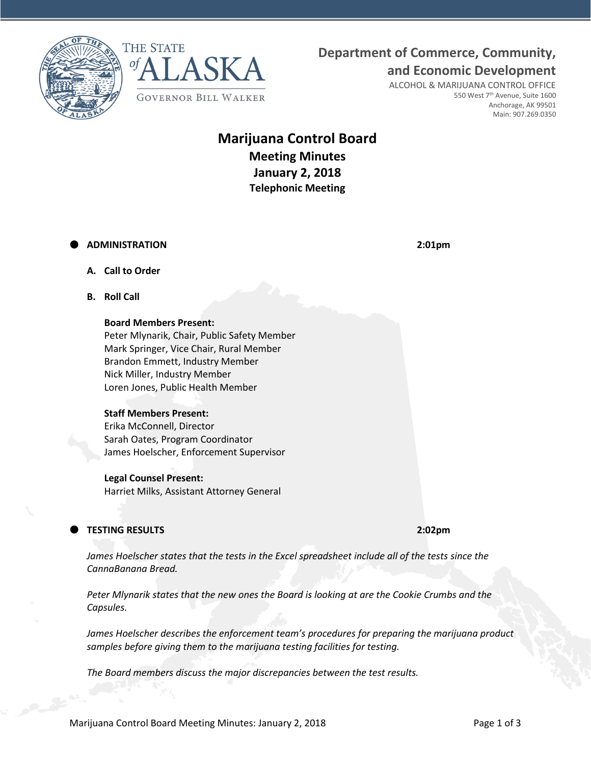THE STATE of ALASKA

GOVERNOR BILL WALKER

**Department of Commerce, Community, and Economic Development**

ALCOHOL & MARIJUANA CONTROL OFFICE
550 West 7th Avenue, Suite 1600
Anchorage, AK 99501
Main: 907.269.0350

# Marijuana Control Board
## Meeting Minutes
## January 2, 2018
### Telephonic Meeting

- **ADMINISTRATION** **2:01pm**

  **A. Call to Order**

  **B. Roll Call**

  **Board Members Present:**
  Peter Mlynarik, Chair, Public Safety Member
  Mark Springer, Vice Chair, Rural Member
  Brandon Emmett, Industry Member
  Nick Miller, Industry Member
  Loren Jones, Public Health Member

  **Staff Members Present:**
  Erika McConnell, Director
  Sarah Oates, Program Coordinator
  James Hoelscher, Enforcement Supervisor

  **Legal Counsel Present:**
  Harriet Milks, Assistant Attorney General

- **TESTING RESULTS** **2:02pm**

  *James Hoelscher states that the tests in the Excel spreadsheet include all of the tests since the CannaBanana Bread.*

  *Peter Mlynarik states that the new ones the Board is looking at are the Cookie Crumbs and the Capsules.*

  *James Hoelscher describes the enforcement team's procedures for preparing the marijuana product samples before giving them to the marijuana testing facilities for testing.*

  *The Board members discuss the major discrepancies between the test results.*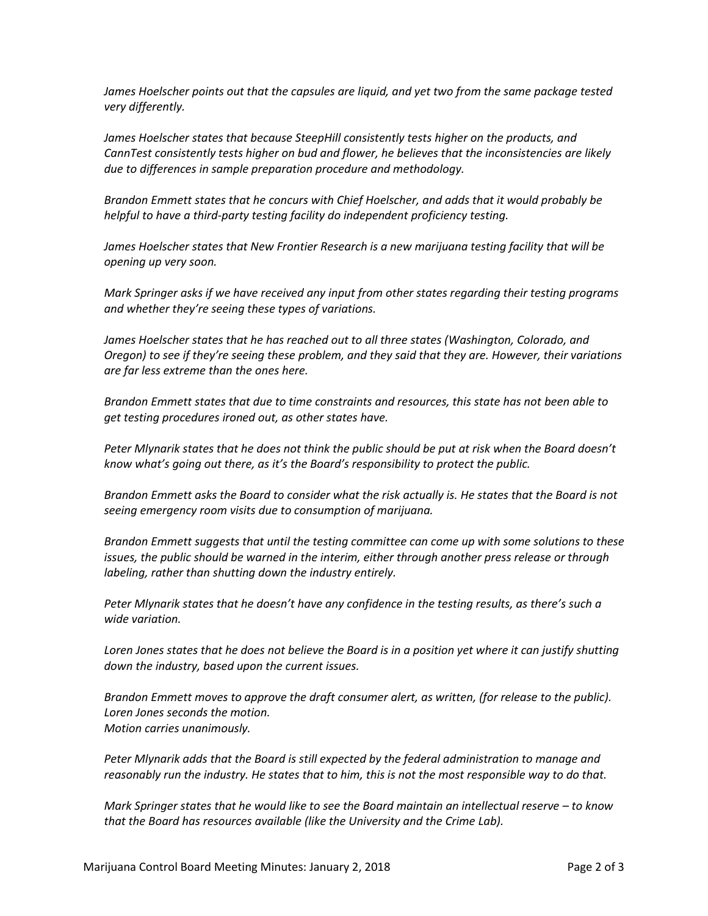*James Hoelscher points out that the capsules are liquid, and yet two from the same package tested very differently.*

*James Hoelscher states that because SteepHill consistently tests higher on the products, and CannTest consistently tests higher on bud and flower, he believes that the inconsistencies are likely due to differences in sample preparation procedure and methodology.*

*Brandon Emmett states that he concurs with Chief Hoelscher, and adds that it would probably be helpful to have a third-party testing facility do independent proficiency testing.*

*James Hoelscher states that New Frontier Research is a new marijuana testing facility that will be opening up very soon.*

*Mark Springer asks if we have received any input from other states regarding their testing programs and whether they're seeing these types of variations.*

*James Hoelscher states that he has reached out to all three states (Washington, Colorado, and Oregon) to see if they're seeing these problem, and they said that they are. However, their variations are far less extreme than the ones here.*

*Brandon Emmett states that due to time constraints and resources, this state has not been able to get testing procedures ironed out, as other states have.*

*Peter Mlynarik states that he does not think the public should be put at risk when the Board doesn't know what's going out there, as it's the Board's responsibility to protect the public.*

*Brandon Emmett asks the Board to consider what the risk actually is. He states that the Board is not seeing emergency room visits due to consumption of marijuana.*

*Brandon Emmett suggests that until the testing committee can come up with some solutions to these issues, the public should be warned in the interim, either through another press release or through labeling, rather than shutting down the industry entirely.*

*Peter Mlynarik states that he doesn't have any confidence in the testing results, as there's such a wide variation.*

*Loren Jones states that he does not believe the Board is in a position yet where it can justify shutting down the industry, based upon the current issues.*

*Brandon Emmett moves to approve the draft consumer alert, as written, (for release to the public).*
*Loren Jones seconds the motion.*
*Motion carries unanimously.*

*Peter Mlynarik adds that the Board is still expected by the federal administration to manage and reasonably run the industry. He states that to him, this is not the most responsible way to do that.*

*Mark Springer states that he would like to see the Board maintain an intellectual reserve – to know that the Board has resources available (like the University and the Crime Lab).*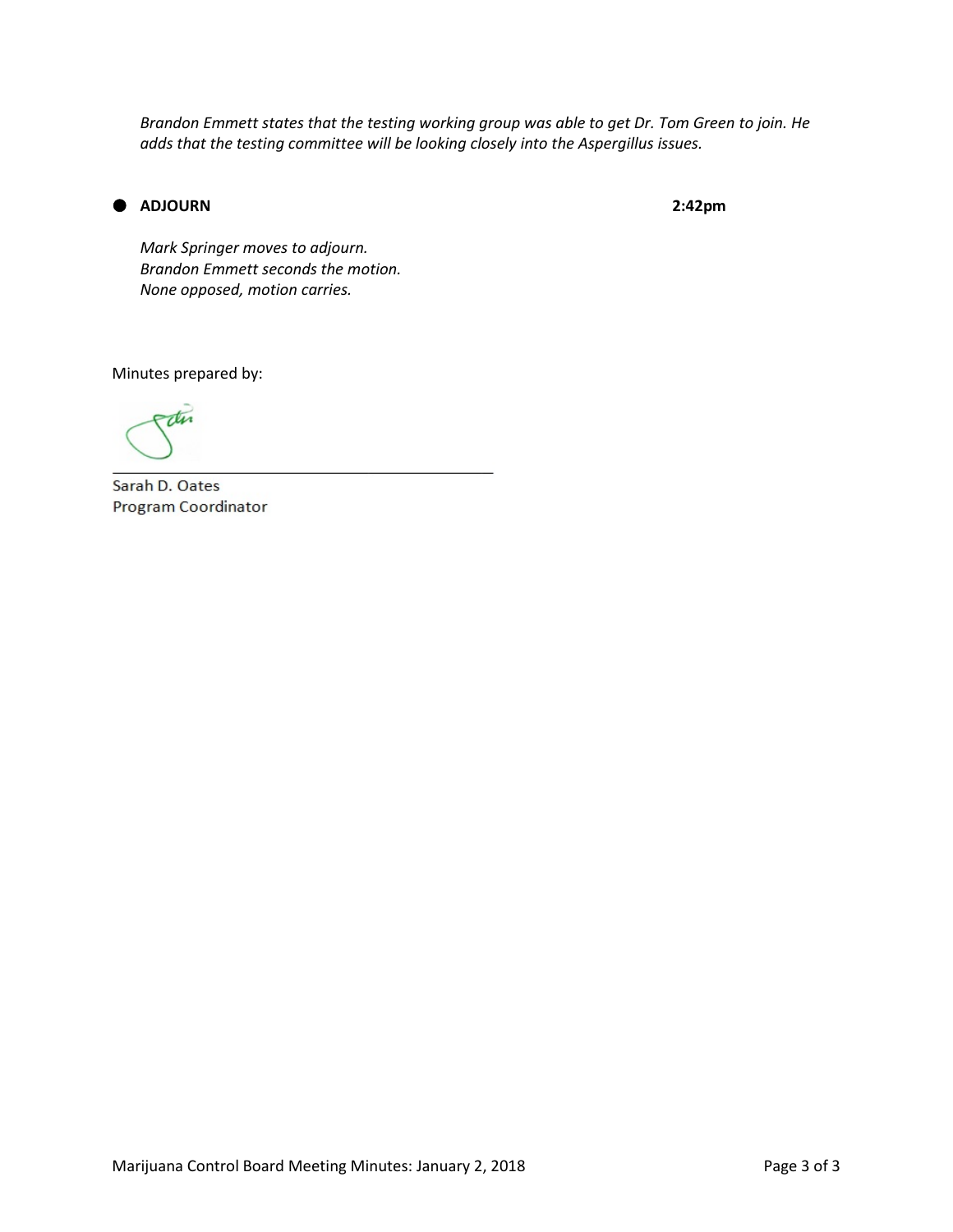*Brandon Emmett states that the testing working group was able to get Dr. Tom Green to join. He adds that the testing committee will be looking closely into the Aspergillus issues.*

- **ADJOURN** **2:42pm**

*Mark Springer moves to adjourn.*
*Brandon Emmett seconds the motion.*
*None opposed, motion carries.*

Minutes prepared by:

\_\_\_\_\_\_\_\_\_\_\_\_\_\_\_\_\_\_\_\_\_\_\_\_\_\_\_\_\_\_\_\_\_\_\_\_\_\_\_\_\_\_\_\_\_\_

Sarah D. Oates
Program Coordinator